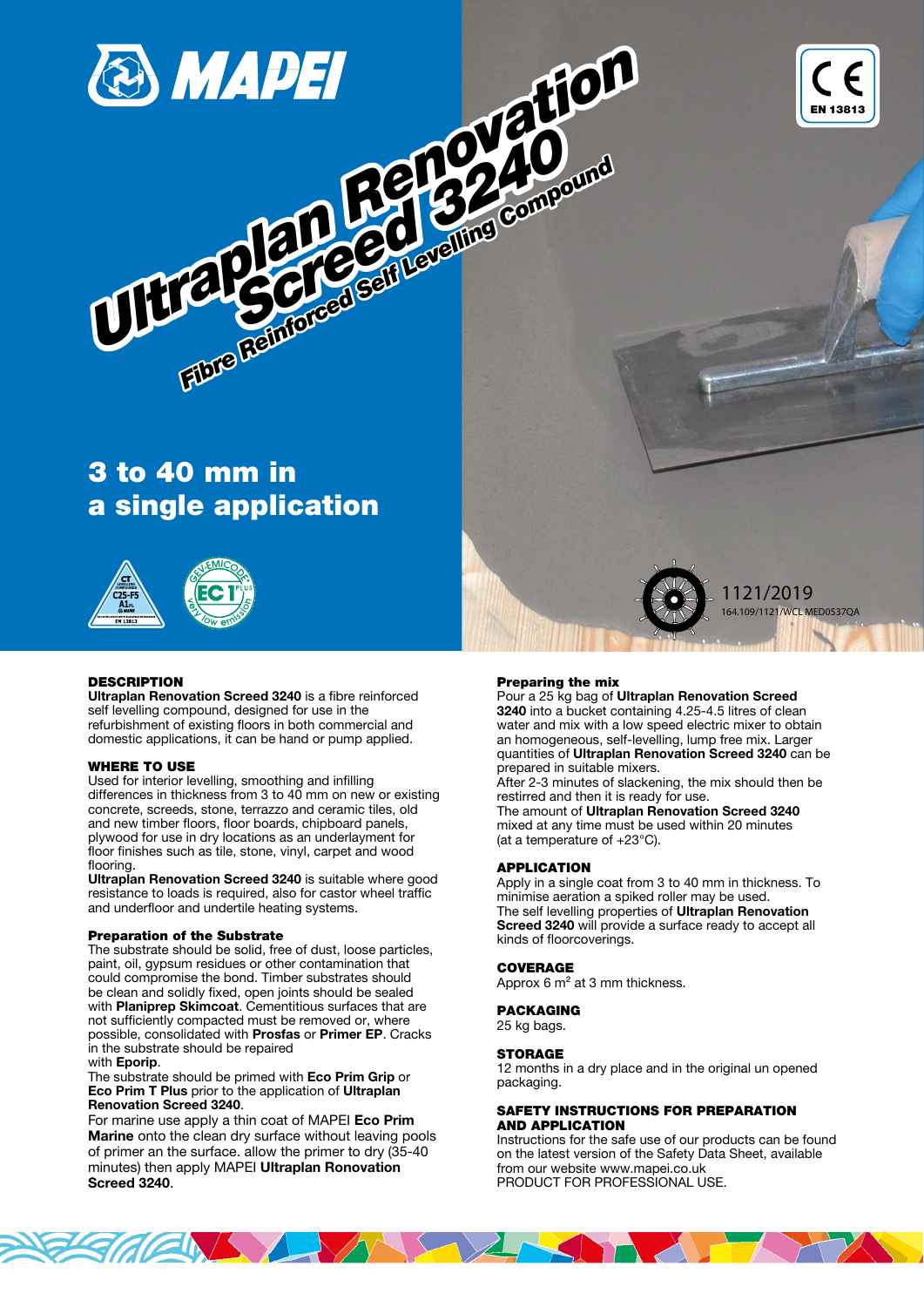MAPEI

# Ultraplan Renovation Screed 3240

## Fibre Reinforced Self Levelling Compound

CE EN 13813

## 3 to 40 mm in a single application

1121/2019
164.109/1121/WCL MED0537QA

## DESCRIPTION

**Ultraplan Renovation Screed 3240** is a fibre reinforced self levelling compound, designed for use in the refurbishment of existing floors in both commercial and domestic applications, it can be hand or pump applied.

## WHERE TO USE

Used for interior levelling, smoothing and infilling differences in thickness from 3 to 40 mm on new or existing concrete, screeds, stone, terrazzo and ceramic tiles, old and new timber floors, floor boards, chipboard panels, plywood for use in dry locations as an underlayment for floor finishes such as tile, stone, vinyl, carpet and wood flooring.

**Ultraplan Renovation Screed 3240** is suitable where good resistance to loads is required, also for castor wheel traffic and underfloor and undertile heating systems.

### Preparation of the Substrate

The substrate should be solid, free of dust, loose particles, paint, oil, gypsum residues or other contamination that could compromise the bond. Timber substrates should be clean and solidly fixed, open joints should be sealed with **Planiprep Skimcoat**. Cementitious surfaces that are not sufficiently compacted must be removed or, where possible, consolidated with **Prosfas** or **Primer EP**. Cracks in the substrate should be repaired with **Eporip**.

The substrate should be primed with **Eco Prim Grip** or **Eco Prim T Plus** prior to the application of **Ultraplan Renovation Screed 3240**.

For marine use apply a thin coat of MAPEI **Eco Prim Marine** onto the clean dry surface without leaving pools of primer an the surface. allow the primer to dry (35-40 minutes) then apply MAPEI **Ultraplan Ronovation Screed 3240**.

### Preparing the mix

Pour a 25 kg bag of **Ultraplan Renovation Screed 3240** into a bucket containing 4.25-4.5 litres of clean water and mix with a low speed electric mixer to obtain an homogeneous, self-levelling, lump free mix. Larger quantities of **Ultraplan Renovation Screed 3240** can be prepared in suitable mixers.

After 2-3 minutes of slackening, the mix should then be restirred and then it is ready for use.

The amount of **Ultraplan Renovation Screed 3240** mixed at any time must be used within 20 minutes (at a temperature of +23°C).

## APPLICATION

Apply in a single coat from 3 to 40 mm in thickness. To minimise aeration a spiked roller may be used.

The self levelling properties of **Ultraplan Renovation Screed 3240** will provide a surface ready to accept all kinds of floorcoverings.

## COVERAGE

Approx 6 m² at 3 mm thickness.

## PACKAGING

25 kg bags.

## STORAGE

12 months in a dry place and in the original un opened packaging.

## SAFETY INSTRUCTIONS FOR PREPARATION AND APPLICATION

Instructions for the safe use of our products can be found on the latest version of the Safety Data Sheet, available from our website www.mapei.co.uk

PRODUCT FOR PROFESSIONAL USE.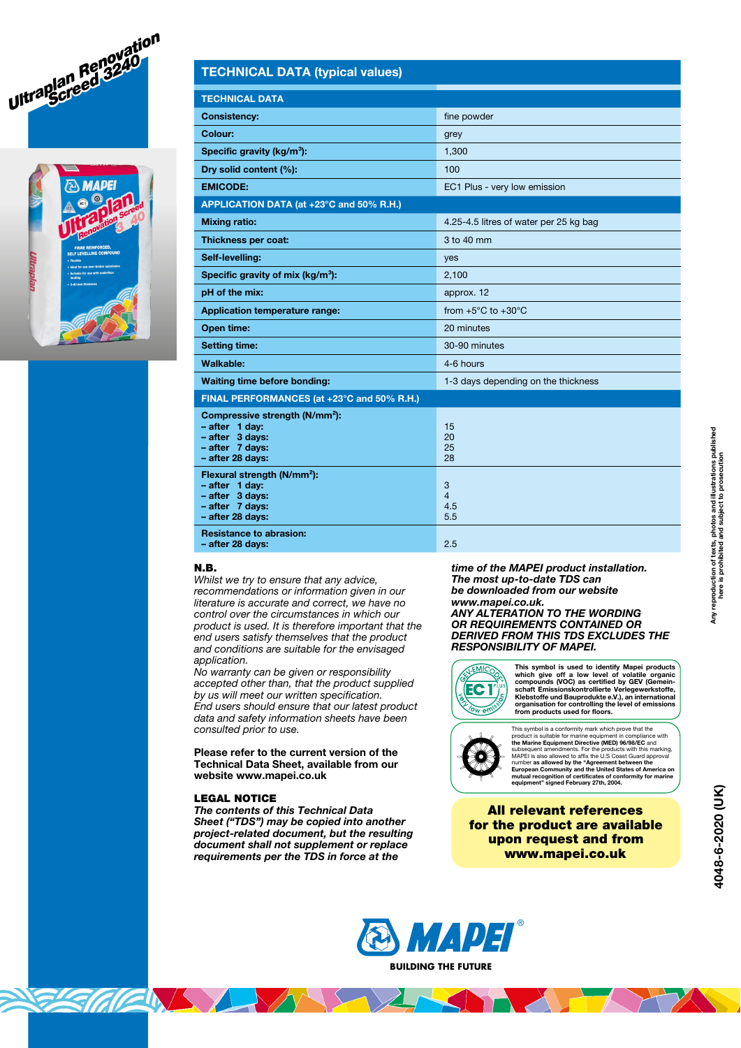# TECHNICAL DATA (typical values)

| TECHNICAL DATA | |
|---|---|
| **Consistency:** | fine powder |
| **Colour:** | grey |
| **Specific gravity (kg/m³):** | 1,300 |
| **Dry solid content (%):** | 100 |
| **EMICODE:** | EC1 Plus - very low emission |
| **APPLICATION DATA (at +23°C and 50% R.H.)** | |
| **Mixing ratio:** | 4.25-4.5 litres of water per 25 kg bag |
| **Thickness per coat:** | 3 to 40 mm |
| **Self-levelling:** | yes |
| **Specific gravity of mix (kg/m³):** | 2,100 |
| **pH of the mix:** | approx. 12 |
| **Application temperature range:** | from +5°C to +30°C |
| **Open time:** | 20 minutes |
| **Setting time:** | 30-90 minutes |
| **Walkable:** | 4-6 hours |
| **Waiting time before bonding:** | 1-3 days depending on the thickness |
| **FINAL PERFORMANCES (at +23°C and 50% R.H.)** | |
| **Compressive strength (N/mm²):** | |
| **– after 1 day:** | 15 |
| **– after 3 days:** | 20 |
| **– after 7 days:** | 25 |
| **– after 28 days:** | 28 |
| **Flexural strength (N/mm²):** | |
| **– after 1 day:** | 3 |
| **– after 3 days:** | 4 |
| **– after 7 days:** | 4.5 |
| **– after 28 days:** | 5.5 |
| **Resistance to abrasion:** | |
| **– after 28 days:** | 2.5 |

**N.B.**

*Whilst we try to ensure that any advice, recommendations or information given in our literature is accurate and correct, we have no control over the circumstances in which our product is used. It is therefore important that the end users satisfy themselves that the product and conditions are suitable for the envisaged application.*

*No warranty can be given or responsibility accepted other than, that the product supplied by us will meet our written specification.*

*End users should ensure that our latest product data and safety information sheets have been consulted prior to use.*

**Please refer to the current version of the Technical Data Sheet, available from our website www.mapei.co.uk**

**LEGAL NOTICE**

***The contents of this Technical Data Sheet ("TDS") may be copied into another project-related document, but the resulting document shall not supplement or replace requirements per the TDS in force at the time of the MAPEI product installation.***

***The most up-to-date TDS can be downloaded from our website www.mapei.co.uk.***

***ANY ALTERATION TO THE WORDING OR REQUIREMENTS CONTAINED OR DERIVED FROM THIS TDS EXCLUDES THE RESPONSIBILITY OF MAPEI.***

**This symbol is used to identify Mapei products which give off a low level of volatile organic compounds (VOC) as certified by GEV (Gemeinschaft Emissionskontrollierte Verlegewerkstoffe, Klebstoffe und Bauprodukte e.V.), an international organisation for controlling the level of emissions from products used for floors.**

This symbol is a conformity mark which prove that the product is suitable for marine equipment in compliance with **the Marine Equipment Directive (MED) 96/98/EC** and subsequent amendments. For the products with this marking, MAPEI is also allowed to affix the U.S Coast Guard approval number **as allowed by the "Agreement between the European Community and the United States of America on mutual recognition of certificates of conformity for marine equipment" signed February 27th, 2004.**

**All relevant references for the product are available upon request and from www.mapei.co.uk**

Any reproduction of texts, photos and illustrations published here is prohibited and subject to prosecution

**4048-6-2020 (UK)**

**BUILDING THE FUTURE**